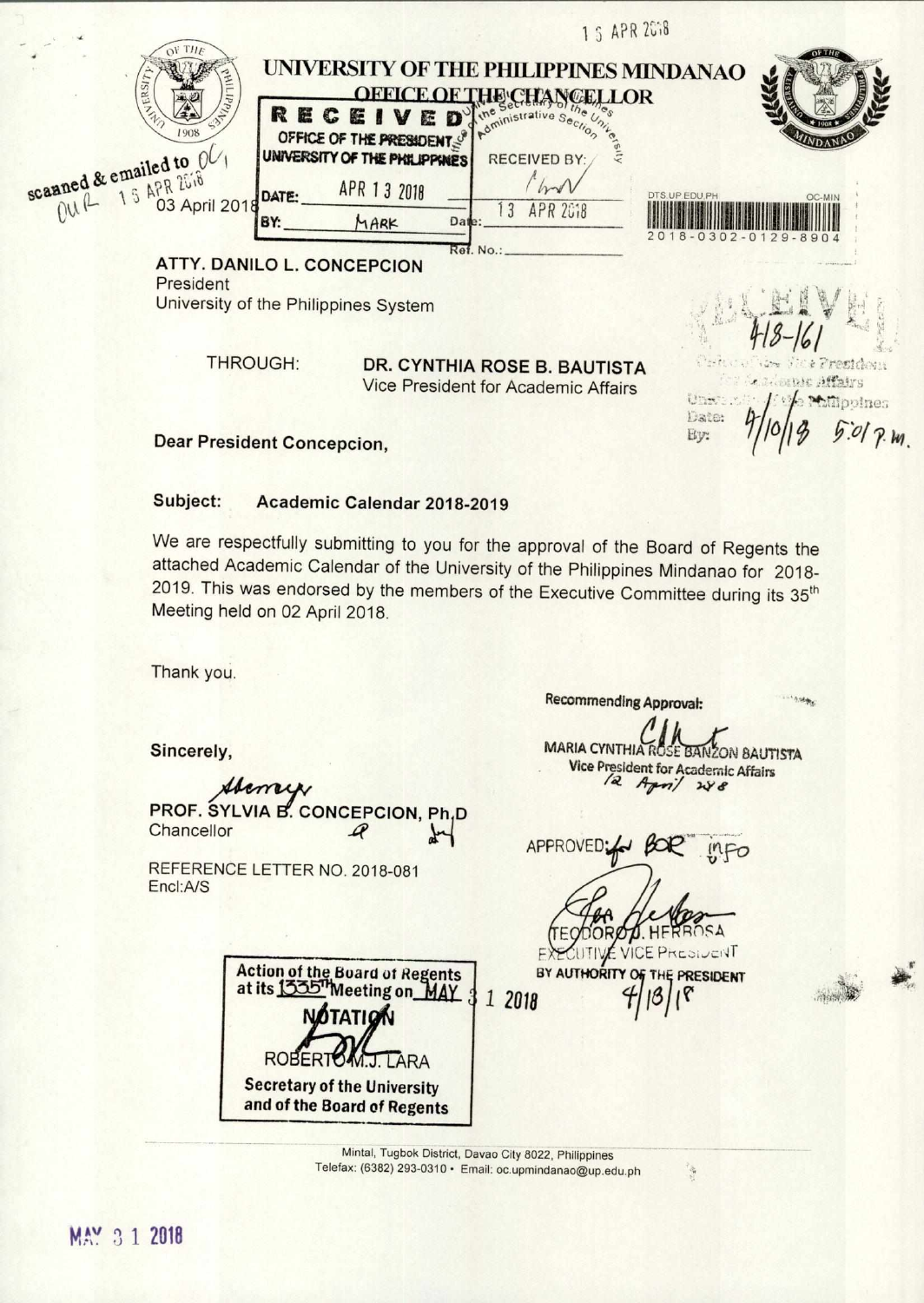# UNIVERSITY OF THE PHILIPPINES MINDANAO
## OFFICE OF THE CHANCELLOR

**RECEIVED**
OFFICE OF THE PRESIDENT
UNIVERSITY OF THE PHILIPPINES
DATE: APR 13 2018
BY: MARK

Office of the Secretary of the University, Administrative Section
RECEIVED BY:
Date: 13 APR 2018
Ref. No.:

15 APR 2018

DTS.UP.EDU.PH OC-MIN
2018-0302-0129-8904

scanned & emailed to OC
OUR 15 APR 2018

03 April 2018

**ATTY. DANILO L. CONCEPCION**
President
University of the Philippines System

THROUGH: **DR. CYNTHIA ROSE B. BAUTISTA**
Vice President for Academic Affairs

RECEIVED
418-161
Office of the Vice President for Academic Affairs
University of the Philippines
Date: 4/10/18 5:01 p.m.
By:

**Dear President Concepcion,**

**Subject: Academic Calendar 2018-2019**

We are respectfully submitting to you for the approval of the Board of Regents the attached Academic Calendar of the University of the Philippines Mindanao for 2018-2019. This was endorsed by the members of the Executive Committee during its 35th Meeting held on 02 April 2018.

Thank you.

Sincerely,

**PROF. SYLVIA B. CONCEPCION, Ph.D**
Chancellor

REFERENCE LETTER NO. 2018-081
Encl:A/S

**Recommending Approval:**

**MARIA CYNTHIA ROSE BANZON BAUTISTA**
**Vice President for Academic Affairs**
12 April 2018

APPROVED: for BOR info

TEODORO J. HERBOSA
EXECUTIVE VICE PRESIDENT
**BY AUTHORITY OF THE PRESIDENT**
4/13/18

**Action of the Board of Regents at its 1335th Meeting on MAY 31 2018**
**NOTATION**
ROBERTO M.J. LARA
**Secretary of the University and of the Board of Regents**

Mintal, Tugbok District, Davao City 8022, Philippines
Telefax: (6382) 293-0310 • Email: oc.upmindanao@up.edu.ph

MAY 31 2018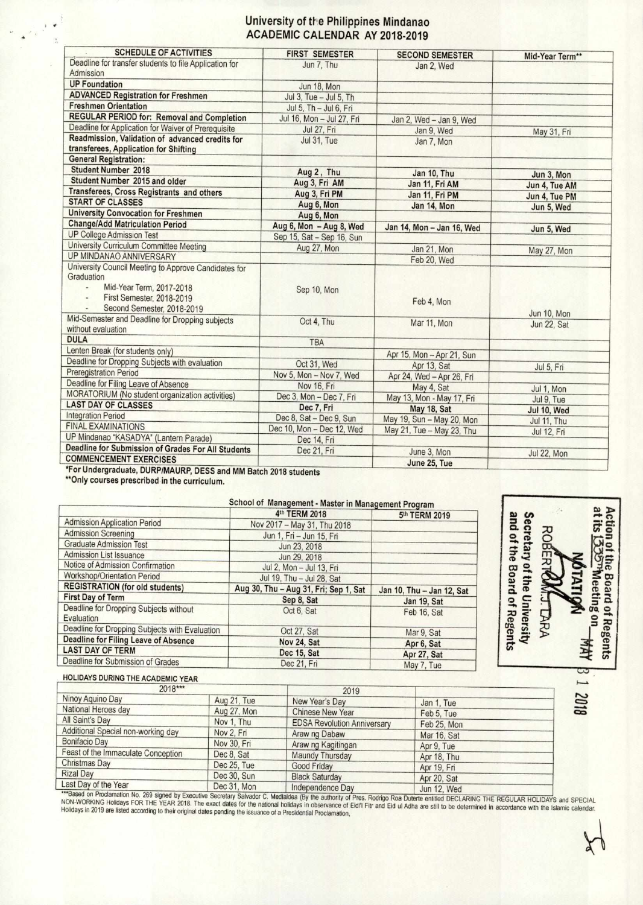# University of the Philippines Mindanao
## ACADEMIC CALENDAR AY 2018-2019

| SCHEDULE OF ACTIVITIES | FIRST SEMESTER | SECOND SEMESTER | Mid-Year Term** |
|---|---|---|---|
| Deadline for transfer students to file Application for Admission | Jun 7, Thu | Jan 2, Wed | |
| **UP Foundation** | Jun 18, Mon | | |
| **ADVANCED Registration for Freshmen** | Jul 3, Tue – Jul 5, Th | | |
| **Freshmen Orientation** | Jul 5, Th – Jul 6, Fri | | |
| **REGULAR PERIOD for: Removal and Completion** | Jul 16, Mon – Jul 27, Fri | Jan 2, Wed – Jan 9, Wed | |
| Deadline for Application for Waiver of Prerequisite | Jul 27, Fri | Jan 9, Wed | May 31, Fri |
| **Readmission, Validation of advanced credits for transferees, Application for Shifting** | Jul 31, Tue | Jan 7, Mon | |
| **General Registration:** | | | |
| **Student Number 2018** | **Aug 2, Thu** | **Jan 10, Thu** | **Jun 3, Mon** |
| **Student Number 2015 and older** | **Aug 3, Fri AM** | **Jan 11, Fri AM** | **Jun 4, Tue AM** |
| **Transferees, Cross Registrants and others** | **Aug 3, Fri PM** | **Jan 11, Fri PM** | **Jun 4, Tue PM** |
| **START OF CLASSES** | **Aug 6, Mon** | **Jan 14, Mon** | **Jun 5, Wed** |
| **University Convocation for Freshmen** | **Aug 6, Mon** | | |
| **Change/Add Matriculation Period** | **Aug 6, Mon – Aug 8, Wed** | **Jan 14, Mon – Jan 16, Wed** | **Jun 5, Wed** |
| UP College Admission Test | Sep 15, Sat – Sep 16, Sun | | |
| University Curriculum Committee Meeting | Aug 27, Mon | Jan 21, Mon | May 27, Mon |
| UP MINDANAO ANNIVERSARY | | Feb 20, Wed | |
| University Council Meeting to Approve Candidates for Graduation<br>- Mid-Year Term, 2017-2018<br>- First Semester, 2018-2019<br>- Second Semester, 2018-2019 | Sep 10, Mon | Feb 4, Mon | Jun 10, Mon |
| Mid-Semester and Deadline for Dropping subjects without evaluation | Oct 4, Thu | Mar 11, Mon | Jun 22, Sat |
| **DULA** | TBA | | |
| Lenten Break (for students only) | | Apr 15, Mon – Apr 21, Sun | |
| Deadline for Dropping Subjects with evaluation | Oct 31, Wed | Apr 13, Sat | Jul 5, Fri |
| Preregistration Period | Nov 5, Mon – Nov 7, Wed | Apr 24, Wed – Apr 26, Fri | |
| Deadline for Filing Leave of Absence | Nov 16, Fri | May 4, Sat | Jul 1, Mon |
| MORATORIUM (No student organization activities) | Dec 3, Mon – Dec 7, Fri | May 13, Mon - May 17, Fri | Jul 9, Tue |
| **LAST DAY OF CLASSES** | **Dec 7, Fri** | **May 18, Sat** | **Jul 10, Wed** |
| Integration Period | Dec 8, Sat – Dec 9, Sun | May 19, Sun – May 20, Mon | Jul 11, Thu |
| FINAL EXAMINATIONS | Dec 10, Mon – Dec 12, Wed | May 21, Tue – May 23, Thu | Jul 12, Fri |
| UP Mindanao "KASADYA" (Lantern Parade) | Dec 14, Fri | | |
| **Deadline for Submission of Grades For All Students** | Dec 21, Fri | June 3, Mon | Jul 22, Mon |
| **COMMENCEMENT EXERCISES** | | **June 25, Tue** | |

**\*For Undergraduate, DURP/MAURP, DESS and MM Batch 2018 students**
**\*\*Only courses prescribed in the curriculum.**

### School of Management - Master in Management Program

| | 4th TERM 2018 | 5th TERM 2019 |
|---|---|---|
| Admission Application Period | Nov 2017 – May 31, Thu 2018 | |
| Admission Screening | Jun 1, Fri – Jun 15, Fri | |
| Graduate Admission Test | Jun 23, 2018 | |
| Admission List Issuance | Jun 29, 2018 | |
| Notice of Admission Confirmation | Jul 2, Mon – Jul 13, Fri | |
| Workshop/Orientation Period | Jul 19, Thu – Jul 28, Sat | |
| **REGISTRATION (for old students)** | **Aug 30, Thu – Aug 31, Fri; Sep 1, Sat** | **Jan 10, Thu – Jan 12, Sat** |
| **First Day of Term** | **Sep 8, Sat** | **Jan 19, Sat** |
| Deadline for Dropping Subjects without Evaluation | Oct 6, Sat | Feb 16, Sat |
| Deadline for Dropping Subjects with Evaluation | Oct 27, Sat | Mar 9, Sat |
| **Deadline for Filing Leave of Absence** | **Nov 24, Sat** | **Apr 6, Sat** |
| **LAST DAY OF TERM** | **Dec 15, Sat** | **Apr 27, Sat** |
| Deadline for Submission of Grades | Dec 21, Fri | May 7, Tue |

**Action of the Board of Regents at its 1335th Meeting on MAY 31 2018**
**NOTATION**
ROBERTO M.J. LARA
**Secretary of the University and of the Board of Regents**

### HOLIDAYS DURING THE ACADEMIC YEAR

| 2018*** | | 2019 | |
|---|---|---|---|
| Ninoy Aquino Day | Aug 21, Tue | New Year's Day | Jan 1, Tue |
| National Heroes day | Aug 27, Mon | Chinese New Year | Feb 5, Tue |
| All Saint's Day | Nov 1, Thu | EDSA Revolution Anniversary | Feb 25, Mon |
| Additional Special non-working day | Nov 2, Fri | Araw ng Dabaw | Mar 16, Sat |
| Bonifacio Day | Nov 30, Fri | Araw ng Kagitingan | Apr 9, Tue |
| Feast of the Immaculate Conception | Dec 8, Sat | Maundy Thursday | Apr 18, Thu |
| Christmas Day | Dec 25, Tue | Good Friday | Apr 19, Fri |
| Rizal Day | Dec 30, Sun | Black Saturday | Apr 20, Sat |
| Last Day of the Year | Dec 31, Mon | Independence Day | Jun 12, Wed |

\*\*\*Based on Proclamation No. 269 signed by Executive Secretary Salvador C. Medialdea (By the authority of Pres. Rodrigo Roa Duterte entitled DECLARING THE REGULAR HOLIDAYS and SPECIAL NON-WORKING Holidays FOR THE YEAR 2018. The exact dates for the national holidays in observance of Eidl'l Fitr and Eid ul Adha are still to be determined in accordance with the Islamic calendar. Holidays in 2019 are listed according to their original dates pending the issuance of a Presidential Proclamation.